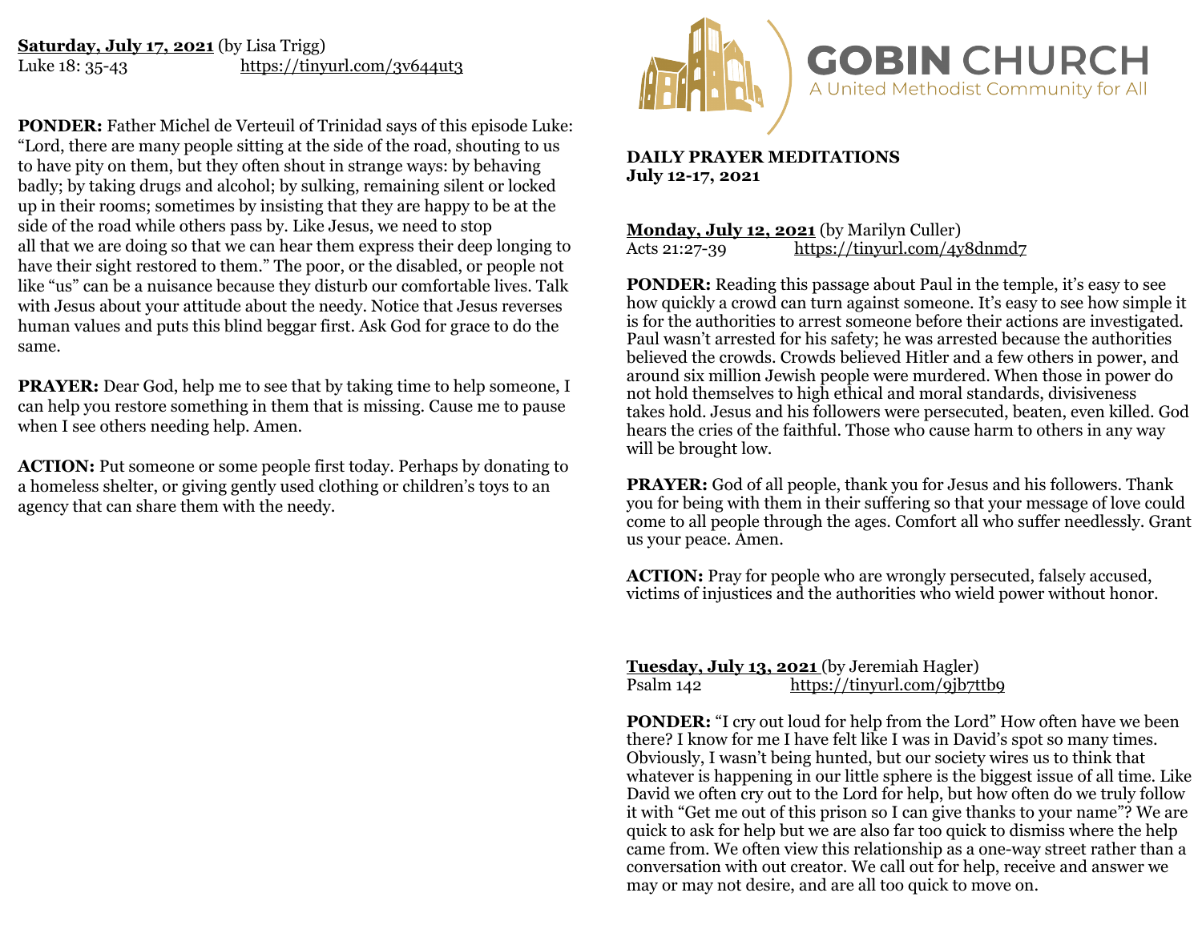**Saturday, July 17, 2021** (by Lisa Trigg)
Luke 18: 35-43 https://tinyurl.com/3v644ut3

**PONDER:** Father Michel de Verteuil of Trinidad says of this episode Luke: "Lord, there are many people sitting at the side of the road, shouting to us to have pity on them, but they often shout in strange ways: by behaving badly; by taking drugs and alcohol; by sulking, remaining silent or locked up in their rooms; sometimes by insisting that they are happy to be at the side of the road while others pass by. Like Jesus, we need to stop all that we are doing so that we can hear them express their deep longing to have their sight restored to them." The poor, or the disabled, or people not like "us" can be a nuisance because they disturb our comfortable lives. Talk with Jesus about your attitude about the needy. Notice that Jesus reverses human values and puts this blind beggar first. Ask God for grace to do the same.

**PRAYER:** Dear God, help me to see that by taking time to help someone, I can help you restore something in them that is missing. Cause me to pause when I see others needing help. Amen.

**ACTION:** Put someone or some people first today. Perhaps by donating to a homeless shelter, or giving gently used clothing or children's toys to an agency that can share them with the needy.

# GOBIN CHURCH

A United Methodist Community for All

**DAILY PRAYER MEDITATIONS**
**July 12-17, 2021**

**Monday, July 12, 2021** (by Marilyn Culler)
Acts 21:27-39 https://tinyurl.com/4y8dnmd7

**PONDER:** Reading this passage about Paul in the temple, it's easy to see how quickly a crowd can turn against someone. It's easy to see how simple it is for the authorities to arrest someone before their actions are investigated. Paul wasn't arrested for his safety; he was arrested because the authorities believed the crowds. Crowds believed Hitler and a few others in power, and around six million Jewish people were murdered. When those in power do not hold themselves to high ethical and moral standards, divisiveness takes hold. Jesus and his followers were persecuted, beaten, even killed. God hears the cries of the faithful. Those who cause harm to others in any way will be brought low.

**PRAYER:** God of all people, thank you for Jesus and his followers. Thank you for being with them in their suffering so that your message of love could come to all people through the ages. Comfort all who suffer needlessly. Grant us your peace. Amen.

**ACTION:** Pray for people who are wrongly persecuted, falsely accused, victims of injustices and the authorities who wield power without honor.

**Tuesday, July 13, 2021** (by Jeremiah Hagler)
Psalm 142 https://tinyurl.com/9jb7ttb9

**PONDER:** "I cry out loud for help from the Lord" How often have we been there? I know for me I have felt like I was in David's spot so many times. Obviously, I wasn't being hunted, but our society wires us to think that whatever is happening in our little sphere is the biggest issue of all time. Like David we often cry out to the Lord for help, but how often do we truly follow it with "Get me out of this prison so I can give thanks to your name"? We are quick to ask for help but we are also far too quick to dismiss where the help came from. We often view this relationship as a one-way street rather than a conversation with out creator. We call out for help, receive and answer we may or may not desire, and are all too quick to move on.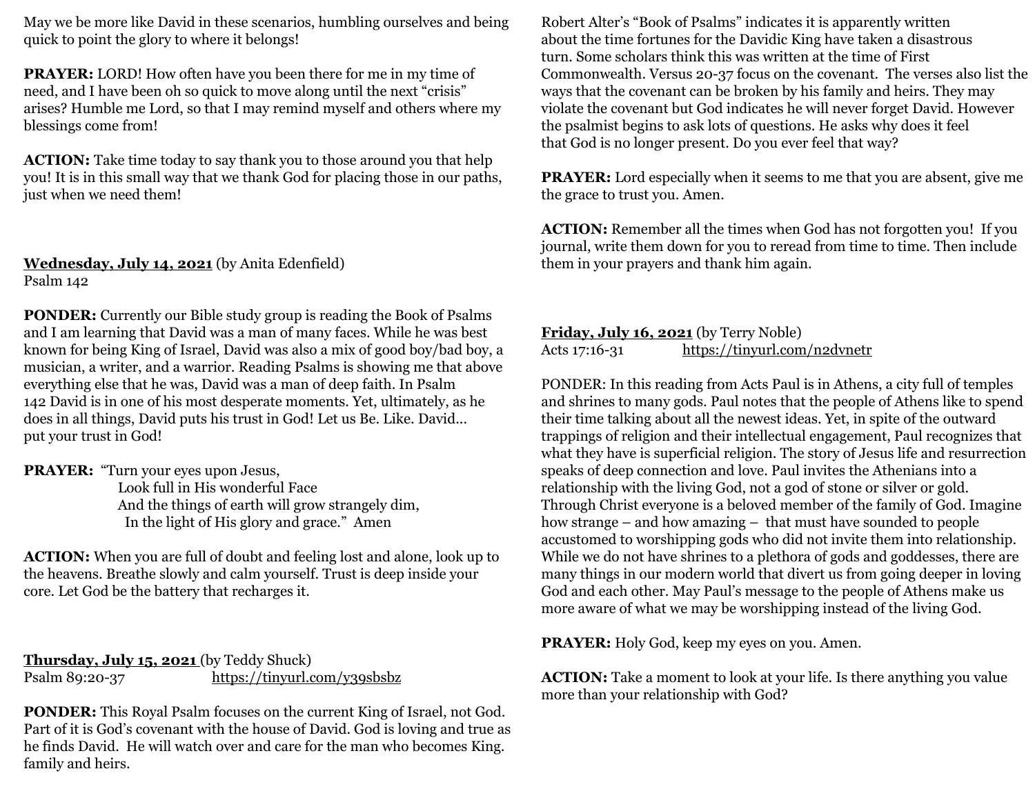May we be more like David in these scenarios, humbling ourselves and being quick to point the glory to where it belongs!

**PRAYER:** LORD! How often have you been there for me in my time of need, and I have been oh so quick to move along until the next "crisis" arises? Humble me Lord, so that I may remind myself and others where my blessings come from!

**ACTION:** Take time today to say thank you to those around you that help you! It is in this small way that we thank God for placing those in our paths, just when we need them!

**Wednesday, July 14, 2021** (by Anita Edenfield)
Psalm 142

**PONDER:** Currently our Bible study group is reading the Book of Psalms and I am learning that David was a man of many faces. While he was best known for being King of Israel, David was also a mix of good boy/bad boy, a musician, a writer, and a warrior. Reading Psalms is showing me that above everything else that he was, David was a man of deep faith. In Psalm 142 David is in one of his most desperate moments. Yet, ultimately, as he does in all things, David puts his trust in God! Let us Be. Like. David... put your trust in God!

**PRAYER:** "Turn your eyes upon Jesus,
Look full in His wonderful Face
And the things of earth will grow strangely dim,
In the light of His glory and grace." Amen

**ACTION:** When you are full of doubt and feeling lost and alone, look up to the heavens. Breathe slowly and calm yourself. Trust is deep inside your core. Let God be the battery that recharges it.

**Thursday, July 15, 2021** (by Teddy Shuck)
Psalm 89:20-37 https://tinyurl.com/y39sbsbz

**PONDER:** This Royal Psalm focuses on the current King of Israel, not God. Part of it is God's covenant with the house of David. God is loving and true as he finds David. He will watch over and care for the man who becomes King. family and heirs.

Robert Alter's "Book of Psalms" indicates it is apparently written about the time fortunes for the Davidic King have taken a disastrous turn. Some scholars think this was written at the time of First Commonwealth. Versus 20-37 focus on the covenant. The verses also list the ways that the covenant can be broken by his family and heirs. They may violate the covenant but God indicates he will never forget David. However the psalmist begins to ask lots of questions. He asks why does it feel that God is no longer present. Do you ever feel that way?

**PRAYER:** Lord especially when it seems to me that you are absent, give me the grace to trust you. Amen.

**ACTION:** Remember all the times when God has not forgotten you! If you journal, write them down for you to reread from time to time. Then include them in your prayers and thank him again.

**Friday, July 16, 2021** (by Terry Noble)
Acts 17:16-31 https://tinyurl.com/n2dvnetr

PONDER: In this reading from Acts Paul is in Athens, a city full of temples and shrines to many gods. Paul notes that the people of Athens like to spend their time talking about all the newest ideas. Yet, in spite of the outward trappings of religion and their intellectual engagement, Paul recognizes that what they have is superficial religion. The story of Jesus life and resurrection speaks of deep connection and love. Paul invites the Athenians into a relationship with the living God, not a god of stone or silver or gold. Through Christ everyone is a beloved member of the family of God. Imagine how strange – and how amazing – that must have sounded to people accustomed to worshipping gods who did not invite them into relationship. While we do not have shrines to a plethora of gods and goddesses, there are many things in our modern world that divert us from going deeper in loving God and each other. May Paul's message to the people of Athens make us more aware of what we may be worshipping instead of the living God.

**PRAYER:** Holy God, keep my eyes on you. Amen.

**ACTION:** Take a moment to look at your life. Is there anything you value more than your relationship with God?